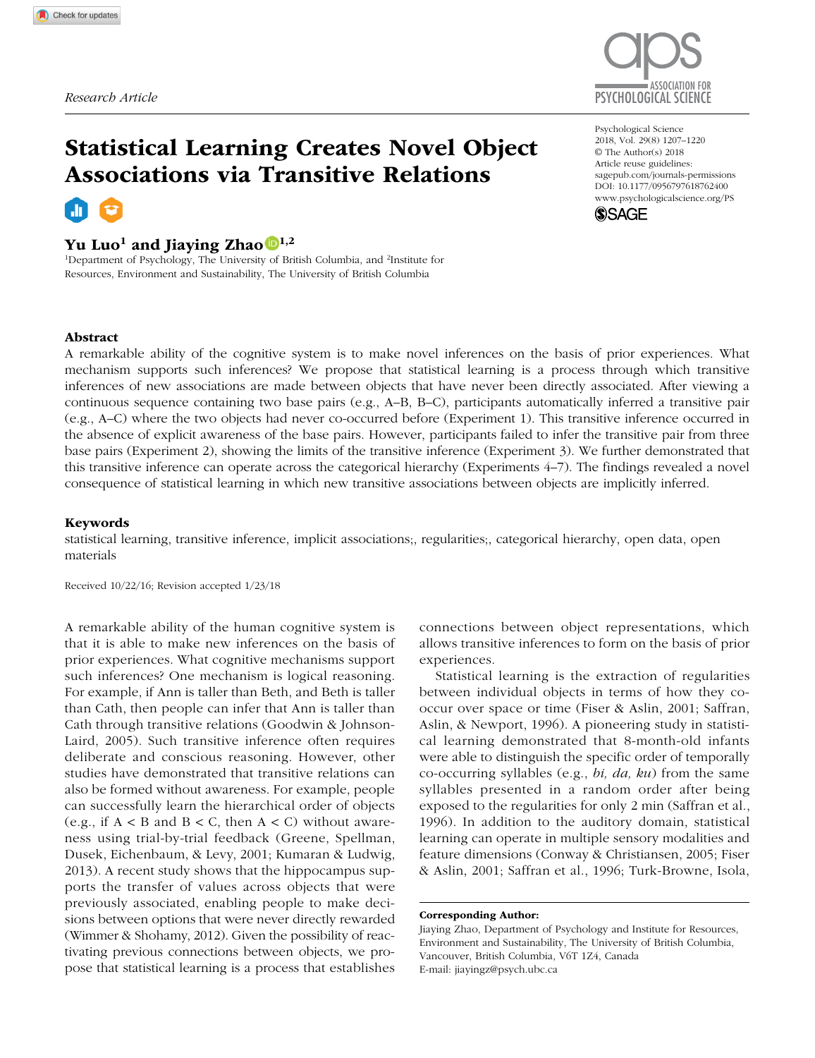Research Article

# Statistical Learning Creates Novel Object Associations via Transitive Relations

**Yu Luo[1] and Jiaying Zhao[1,2]**

[1]Department of Psychology, The University of British Columbia, and [2]Institute for Resources, Environment and Sustainability, The University of British Columbia

Psychological Science
2018, Vol. 29(8) 1207–1220
© The Author(s) 2018
Article reuse guidelines: sagepub.com/journals-permissions
DOI: 10.1177/0956797618762400
www.psychologicalscience.org/PS

## Abstract

A remarkable ability of the cognitive system is to make novel inferences on the basis of prior experiences. What mechanism supports such inferences? We propose that statistical learning is a process through which transitive inferences of new associations are made between objects that have never been directly associated. After viewing a continuous sequence containing two base pairs (e.g., A–B, B–C), participants automatically inferred a transitive pair (e.g., A–C) where the two objects had never co-occurred before (Experiment 1). This transitive inference occurred in the absence of explicit awareness of the base pairs. However, participants failed to infer the transitive pair from three base pairs (Experiment 2), showing the limits of the transitive inference (Experiment 3). We further demonstrated that this transitive inference can operate across the categorical hierarchy (Experiments 4–7). The findings revealed a novel consequence of statistical learning in which new transitive associations between objects are implicitly inferred.

### Keywords

statistical learning, transitive inference, implicit associations;, regularities;, categorical hierarchy, open data, open materials

Received 10/22/16; Revision accepted 1/23/18

A remarkable ability of the human cognitive system is that it is able to make new inferences on the basis of prior experiences. What cognitive mechanisms support such inferences? One mechanism is logical reasoning. For example, if Ann is taller than Beth, and Beth is taller than Cath, then people can infer that Ann is taller than Cath through transitive relations (Goodwin & Johnson-Laird, 2005). Such transitive inference often requires deliberate and conscious reasoning. However, other studies have demonstrated that transitive relations can also be formed without awareness. For example, people can successfully learn the hierarchical order of objects (e.g., if A < B and B < C, then A < C) without awareness using trial-by-trial feedback (Greene, Spellman, Dusek, Eichenbaum, & Levy, 2001; Kumaran & Ludwig, 2013). A recent study shows that the hippocampus supports the transfer of values across objects that were previously associated, enabling people to make decisions between options that were never directly rewarded (Wimmer & Shohamy, 2012). Given the possibility of reactivating previous connections between objects, we propose that statistical learning is a process that establishes connections between object representations, which allows transitive inferences to form on the basis of prior experiences.

Statistical learning is the extraction of regularities between individual objects in terms of how they co-occur over space or time (Fiser & Aslin, 2001; Saffran, Aslin, & Newport, 1996). A pioneering study in statistical learning demonstrated that 8-month-old infants were able to distinguish the specific order of temporally co-occurring syllables (e.g., *bi, da, ku*) from the same syllables presented in a random order after being exposed to the regularities for only 2 min (Saffran et al., 1996). In addition to the auditory domain, statistical learning can operate in multiple sensory modalities and feature dimensions (Conway & Christiansen, 2005; Fiser & Aslin, 2001; Saffran et al., 1996; Turk-Browne, Isola,

**Corresponding Author:**
Jiaying Zhao, Department of Psychology and Institute for Resources, Environment and Sustainability, The University of British Columbia, Vancouver, British Columbia, V6T 1Z4, Canada
E-mail: jiayingz@psych.ubc.ca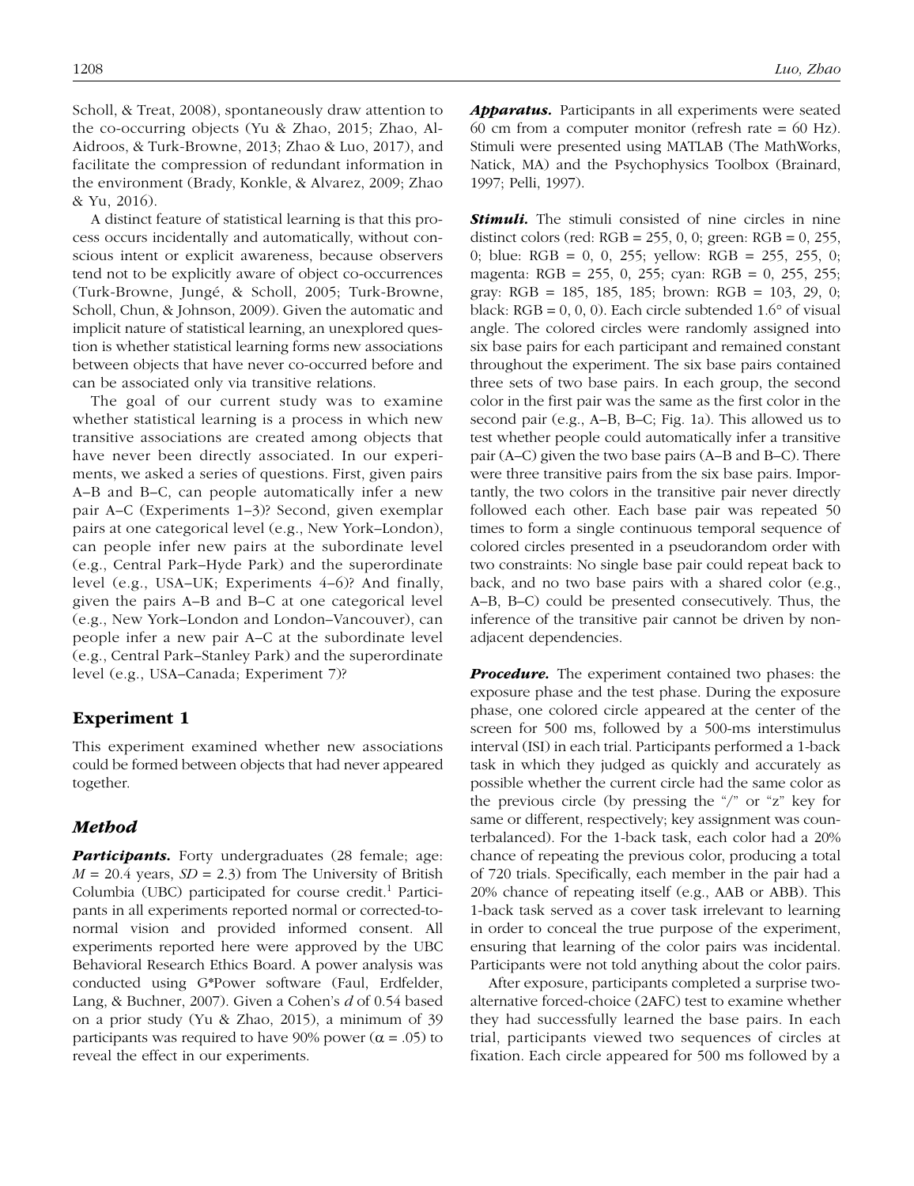Scholl, & Treat, 2008), spontaneously draw attention to the co-occurring objects (Yu & Zhao, 2015; Zhao, Al-Aidroos, & Turk-Browne, 2013; Zhao & Luo, 2017), and facilitate the compression of redundant information in the environment (Brady, Konkle, & Alvarez, 2009; Zhao & Yu, 2016).

A distinct feature of statistical learning is that this process occurs incidentally and automatically, without conscious intent or explicit awareness, because observers tend not to be explicitly aware of object co-occurrences (Turk-Browne, Jungé, & Scholl, 2005; Turk-Browne, Scholl, Chun, & Johnson, 2009). Given the automatic and implicit nature of statistical learning, an unexplored question is whether statistical learning forms new associations between objects that have never co-occurred before and can be associated only via transitive relations.

The goal of our current study was to examine whether statistical learning is a process in which new transitive associations are created among objects that have never been directly associated. In our experiments, we asked a series of questions. First, given pairs A–B and B–C, can people automatically infer a new pair A–C (Experiments 1–3)? Second, given exemplar pairs at one categorical level (e.g., New York–London), can people infer new pairs at the subordinate level (e.g., Central Park–Hyde Park) and the superordinate level (e.g., USA–UK; Experiments 4–6)? And finally, given the pairs A–B and B–C at one categorical level (e.g., New York–London and London–Vancouver), can people infer a new pair A–C at the subordinate level (e.g., Central Park–Stanley Park) and the superordinate level (e.g., USA–Canada; Experiment 7)?

## Experiment 1

This experiment examined whether new associations could be formed between objects that had never appeared together.

### Method

***Participants.*** Forty undergraduates (28 female; age: $M = 20.4$ years, $SD = 2.3$) from The University of British Columbia (UBC) participated for course credit.[1] Participants in all experiments reported normal or corrected-to-normal vision and provided informed consent. All experiments reported here were approved by the UBC Behavioral Research Ethics Board. A power analysis was conducted using G*Power software (Faul, Erdfelder, Lang, & Buchner, 2007). Given a Cohen's $d$ of 0.54 based on a prior study (Yu & Zhao, 2015), a minimum of 39 participants was required to have 90% power ($\alpha = .05$) to reveal the effect in our experiments.

***Apparatus.*** Participants in all experiments were seated 60 cm from a computer monitor (refresh rate = 60 Hz). Stimuli were presented using MATLAB (The MathWorks, Natick, MA) and the Psychophysics Toolbox (Brainard, 1997; Pelli, 1997).

***Stimuli.*** The stimuli consisted of nine circles in nine distinct colors (red: RGB = 255, 0, 0; green: RGB = 0, 255, 0; blue: RGB = 0, 0, 255; yellow: RGB = 255, 255, 0; magenta: RGB = 255, 0, 255; cyan: RGB = 0, 255, 255; gray: RGB = 185, 185, 185; brown: RGB = 103, 29, 0; black: RGB = 0, 0, 0). Each circle subtended 1.6° of visual angle. The colored circles were randomly assigned into six base pairs for each participant and remained constant throughout the experiment. The six base pairs contained three sets of two base pairs. In each group, the second color in the first pair was the same as the first color in the second pair (e.g., A–B, B–C; Fig. 1a). This allowed us to test whether people could automatically infer a transitive pair (A–C) given the two base pairs (A–B and B–C). There were three transitive pairs from the six base pairs. Importantly, the two colors in the transitive pair never directly followed each other. Each base pair was repeated 50 times to form a single continuous temporal sequence of colored circles presented in a pseudorandom order with two constraints: No single base pair could repeat back to back, and no two base pairs with a shared color (e.g., A–B, B–C) could be presented consecutively. Thus, the inference of the transitive pair cannot be driven by nonadjacent dependencies.

***Procedure.*** The experiment contained two phases: the exposure phase and the test phase. During the exposure phase, one colored circle appeared at the center of the screen for 500 ms, followed by a 500-ms interstimulus interval (ISI) in each trial. Participants performed a 1-back task in which they judged as quickly and accurately as possible whether the current circle had the same color as the previous circle (by pressing the "/" or "z" key for same or different, respectively; key assignment was counterbalanced). For the 1-back task, each color had a 20% chance of repeating the previous color, producing a total of 720 trials. Specifically, each member in the pair had a 20% chance of repeating itself (e.g., AAB or ABB). This 1-back task served as a cover task irrelevant to learning in order to conceal the true purpose of the experiment, ensuring that learning of the color pairs was incidental. Participants were not told anything about the color pairs.

After exposure, participants completed a surprise two-alternative forced-choice (2AFC) test to examine whether they had successfully learned the base pairs. In each trial, participants viewed two sequences of circles at fixation. Each circle appeared for 500 ms followed by a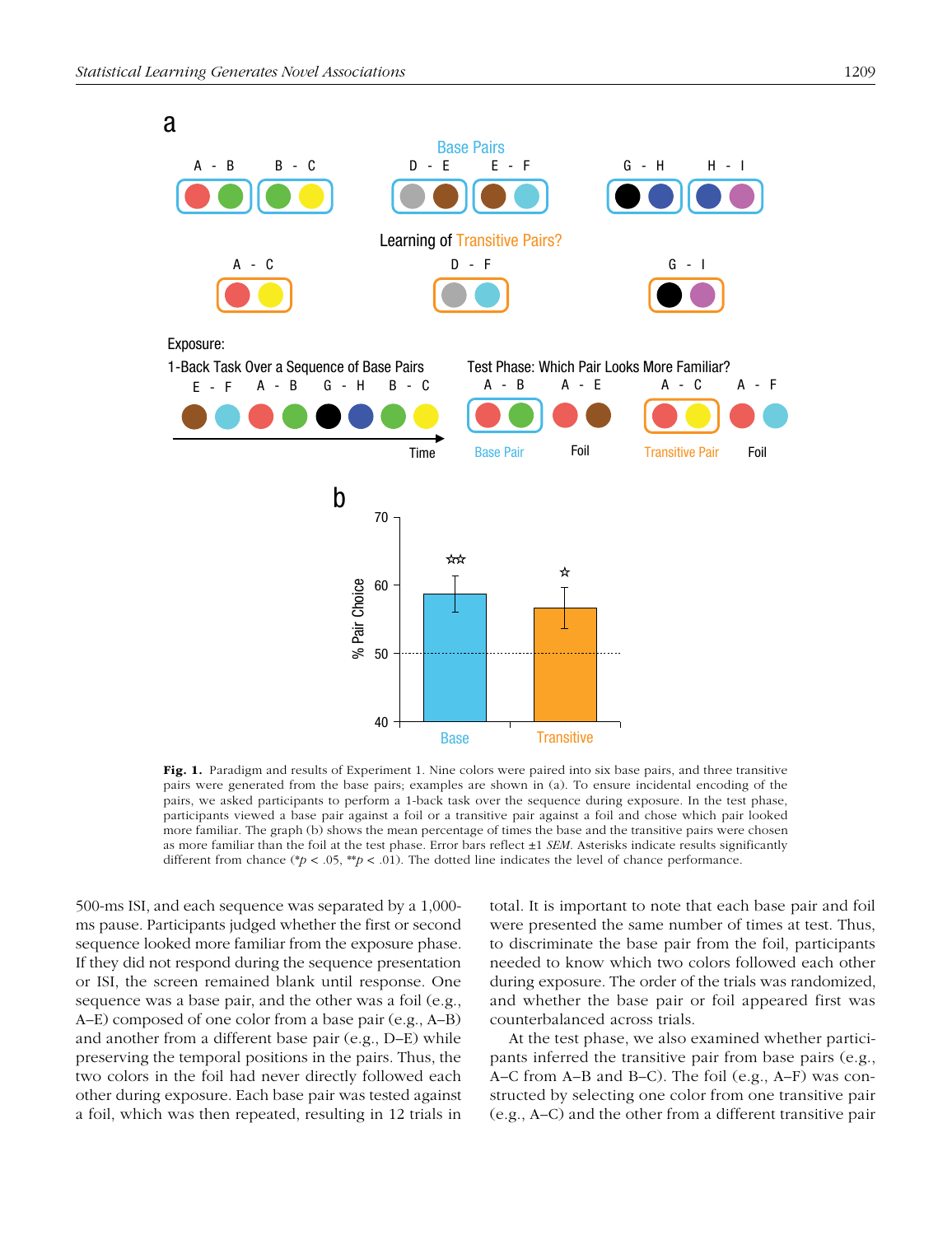**Fig. 1.** Paradigm and results of Experiment 1. Nine colors were paired into six base pairs, and three transitive pairs were generated from the base pairs; examples are shown in (a). To ensure incidental encoding of the pairs, we asked participants to perform a 1-back task over the sequence during exposure. In the test phase, participants viewed a base pair against a foil or a transitive pair against a foil and chose which pair looked more familiar. The graph (b) shows the mean percentage of times the base and the transitive pairs were chosen as more familiar than the foil at the test phase. Error bars reflect ±1 *SEM*. Asterisks indicate results significantly different from chance (\*$p < .05$, \*\*$p < .01$). The dotted line indicates the level of chance performance.

500-ms ISI, and each sequence was separated by a 1,000-ms pause. Participants judged whether the first or second sequence looked more familiar from the exposure phase. If they did not respond during the sequence presentation or ISI, the screen remained blank until response. One sequence was a base pair, and the other was a foil (e.g., A–E) composed of one color from a base pair (e.g., A–B) and another from a different base pair (e.g., D–E) while preserving the temporal positions in the pairs. Thus, the two colors in the foil had never directly followed each other during exposure. Each base pair was tested against a foil, which was then repeated, resulting in 12 trials in total. It is important to note that each base pair and foil were presented the same number of times at test. Thus, to discriminate the base pair from the foil, participants needed to know which two colors followed each other during exposure. The order of the trials was randomized, and whether the base pair or foil appeared first was counterbalanced across trials.

At the test phase, we also examined whether participants inferred the transitive pair from base pairs (e.g., A–C from A–B and B–C). The foil (e.g., A–F) was constructed by selecting one color from one transitive pair (e.g., A–C) and the other from a different transitive pair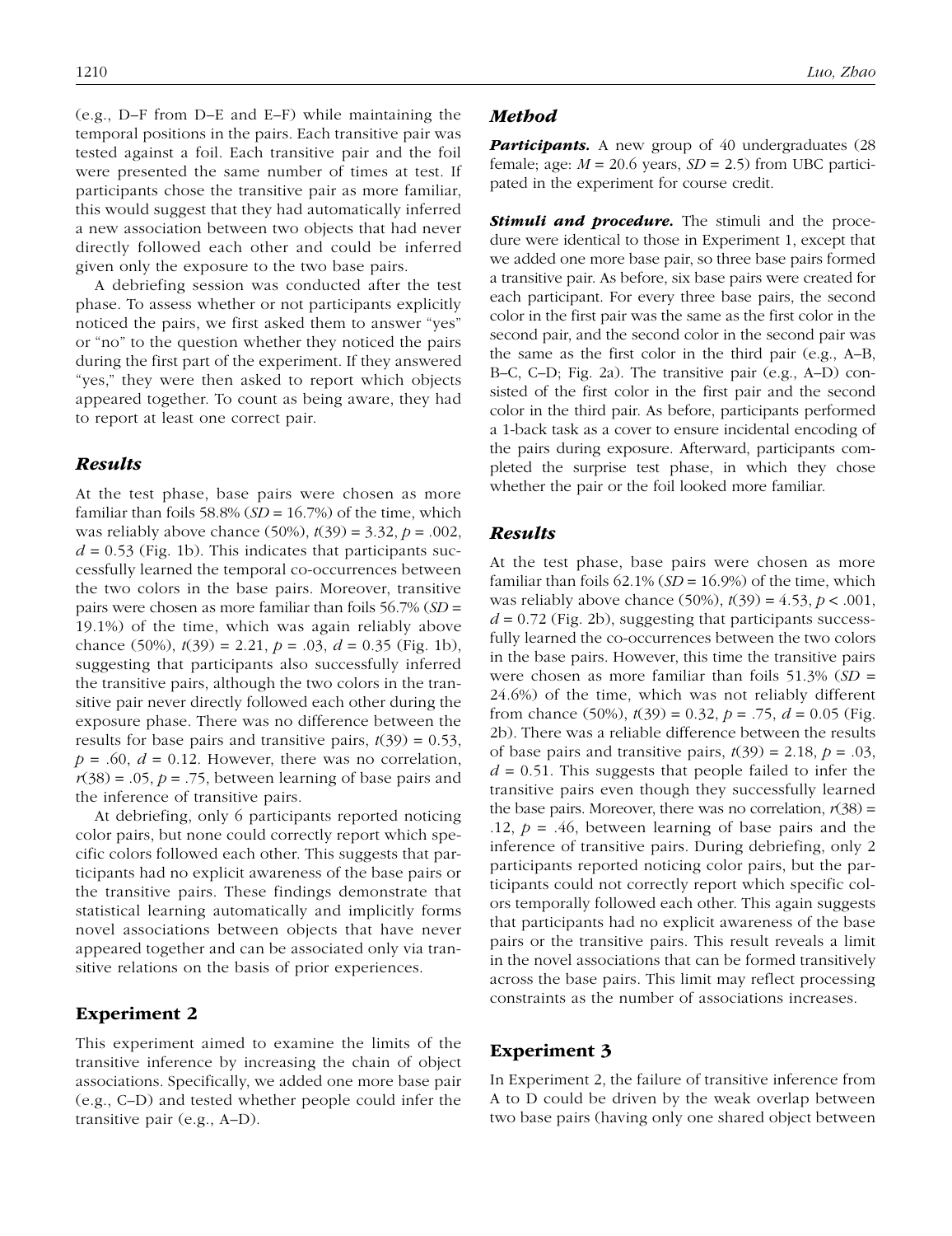(e.g., D–F from D–E and E–F) while maintaining the temporal positions in the pairs. Each transitive pair was tested against a foil. Each transitive pair and the foil were presented the same number of times at test. If participants chose the transitive pair as more familiar, this would suggest that they had automatically inferred a new association between two objects that had never directly followed each other and could be inferred given only the exposure to the two base pairs.

A debriefing session was conducted after the test phase. To assess whether or not participants explicitly noticed the pairs, we first asked them to answer "yes" or "no" to the question whether they noticed the pairs during the first part of the experiment. If they answered "yes," they were then asked to report which objects appeared together. To count as being aware, they had to report at least one correct pair.

### *Results*

At the test phase, base pairs were chosen as more familiar than foils 58.8% ($SD$ = 16.7%) of the time, which was reliably above chance (50%), $t(39) = 3.32$, $p = .002$, $d = 0.53$ (Fig. 1b). This indicates that participants successfully learned the temporal co-occurrences between the two colors in the base pairs. Moreover, transitive pairs were chosen as more familiar than foils 56.7% ($SD$ = 19.1%) of the time, which was again reliably above chance (50%), $t(39) = 2.21$, $p = .03$, $d = 0.35$ (Fig. 1b), suggesting that participants also successfully inferred the transitive pairs, although the two colors in the transitive pair never directly followed each other during the exposure phase. There was no difference between the results for base pairs and transitive pairs, $t(39) = 0.53$, $p = .60$, $d = 0.12$. However, there was no correlation, $r(38) = .05$, $p = .75$, between learning of base pairs and the inference of transitive pairs.

At debriefing, only 6 participants reported noticing color pairs, but none could correctly report which specific colors followed each other. This suggests that participants had no explicit awareness of the base pairs or the transitive pairs. These findings demonstrate that statistical learning automatically and implicitly forms novel associations between objects that have never appeared together and can be associated only via transitive relations on the basis of prior experiences.

## Experiment 2

This experiment aimed to examine the limits of the transitive inference by increasing the chain of object associations. Specifically, we added one more base pair (e.g., C–D) and tested whether people could infer the transitive pair (e.g., A–D).

### *Method*

***Participants.*** A new group of 40 undergraduates (28 female; age: $M$ = 20.6 years, $SD$ = 2.5) from UBC participated in the experiment for course credit.

***Stimuli and procedure.*** The stimuli and the procedure were identical to those in Experiment 1, except that we added one more base pair, so three base pairs formed a transitive pair. As before, six base pairs were created for each participant. For every three base pairs, the second color in the first pair was the same as the first color in the second pair, and the second color in the second pair was the same as the first color in the third pair (e.g., A–B, B–C, C–D; Fig. 2a). The transitive pair (e.g., A–D) consisted of the first color in the first pair and the second color in the third pair. As before, participants performed a 1-back task as a cover to ensure incidental encoding of the pairs during exposure. Afterward, participants completed the surprise test phase, in which they chose whether the pair or the foil looked more familiar.

### *Results*

At the test phase, base pairs were chosen as more familiar than foils 62.1% ($SD$ = 16.9%) of the time, which was reliably above chance (50%), $t(39) = 4.53$, $p < .001$, $d = 0.72$ (Fig. 2b), suggesting that participants successfully learned the co-occurrences between the two colors in the base pairs. However, this time the transitive pairs were chosen as more familiar than foils 51.3% ($SD$ = 24.6%) of the time, which was not reliably different from chance (50%), $t(39) = 0.32$, $p = .75$, $d = 0.05$ (Fig. 2b). There was a reliable difference between the results of base pairs and transitive pairs, $t(39) = 2.18$, $p = .03$, $d = 0.51$. This suggests that people failed to infer the transitive pairs even though they successfully learned the base pairs. Moreover, there was no correlation, $r(38) = .12$, $p = .46$, between learning of base pairs and the inference of transitive pairs. During debriefing, only 2 participants reported noticing color pairs, but the participants could not correctly report which specific colors temporally followed each other. This again suggests that participants had no explicit awareness of the base pairs or the transitive pairs. This result reveals a limit in the novel associations that can be formed transitively across the base pairs. This limit may reflect processing constraints as the number of associations increases.

## Experiment 3

In Experiment 2, the failure of transitive inference from A to D could be driven by the weak overlap between two base pairs (having only one shared object between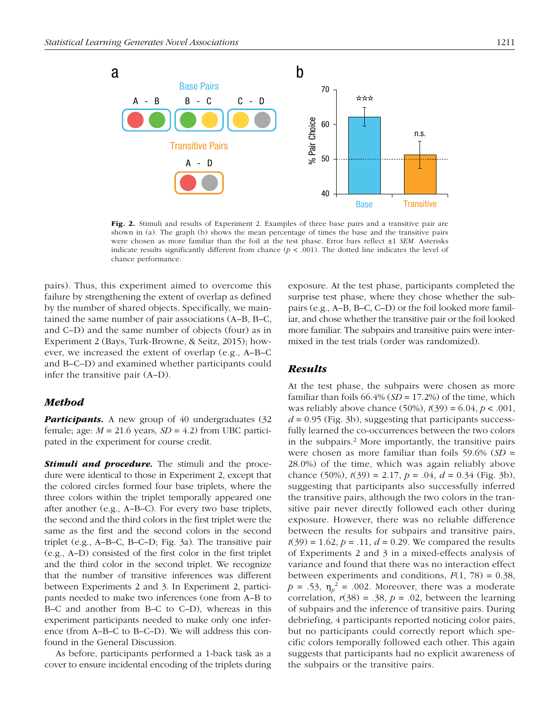**Fig. 2.** Stimuli and results of Experiment 2. Examples of three base pairs and a transitive pair are shown in (a). The graph (b) shows the mean percentage of times the base and the transitive pairs were chosen as more familiar than the foil at the test phase. Error bars reflect ±1 *SEM*. Asterisks indicate results significantly different from chance ($p < .001$). The dotted line indicates the level of chance performance.

pairs). Thus, this experiment aimed to overcome this failure by strengthening the extent of overlap as defined by the number of shared objects. Specifically, we maintained the same number of pair associations (A–B, B–C, and C–D) and the same number of objects (four) as in Experiment 2 (Bays, Turk-Browne, & Seitz, 2015); however, we increased the extent of overlap (e.g., A–B–C and B–C–D) and examined whether participants could infer the transitive pair (A–D).

## Method

***Participants.*** A new group of 40 undergraduates (32 female; age: $M = 21.6$ years, $SD = 4.2$) from UBC participated in the experiment for course credit.

***Stimuli and procedure.*** The stimuli and the procedure were identical to those in Experiment 2, except that the colored circles formed four base triplets, where the three colors within the triplet temporally appeared one after another (e.g., A–B–C). For every two base triplets, the second and the third colors in the first triplet were the same as the first and the second colors in the second triplet (e.g., A–B–C, B–C–D; Fig. 3a). The transitive pair (e.g., A–D) consisted of the first color in the first triplet and the third color in the second triplet. We recognize that the number of transitive inferences was different between Experiments 2 and 3. In Experiment 2, participants needed to make two inferences (one from A–B to B–C and another from B–C to C–D), whereas in this experiment participants needed to make only one inference (from A–B–C to B–C–D). We will address this confound in the General Discussion.

As before, participants performed a 1-back task as a cover to ensure incidental encoding of the triplets during exposure. At the test phase, participants completed the surprise test phase, where they chose whether the subpairs (e.g., A–B, B–C, C–D) or the foil looked more familiar, and chose whether the transitive pair or the foil looked more familiar. The subpairs and transitive pairs were intermixed in the test trials (order was randomized).

## Results

At the test phase, the subpairs were chosen as more familiar than foils 66.4% ($SD = 17.2\%$) of the time, which was reliably above chance (50%), $t(39) = 6.04$, $p < .001$, $d = 0.95$ (Fig. 3b), suggesting that participants successfully learned the co-occurrences between the two colors in the subpairs.[2] More importantly, the transitive pairs were chosen as more familiar than foils 59.6% ($SD = 28.0\%$) of the time, which was again reliably above chance (50%), $t(39) = 2.17$, $p = .04$, $d = 0.34$ (Fig. 3b), suggesting that participants also successfully inferred the transitive pairs, although the two colors in the transitive pair never directly followed each other during exposure. However, there was no reliable difference between the results for subpairs and transitive pairs, $t(39) = 1.62$, $p = .11$, $d = 0.29$. We compared the results of Experiments 2 and 3 in a mixed-effects analysis of variance and found that there was no interaction effect between experiments and conditions, $F(1, 78) = 0.38$, $p = .53$, $\eta_p^2 = .002$. Moreover, there was a moderate correlation, $r(38) = .38$, $p = .02$, between the learning of subpairs and the inference of transitive pairs. During debriefing, 4 participants reported noticing color pairs, but no participants could correctly report which specific colors temporally followed each other. This again suggests that participants had no explicit awareness of the subpairs or the transitive pairs.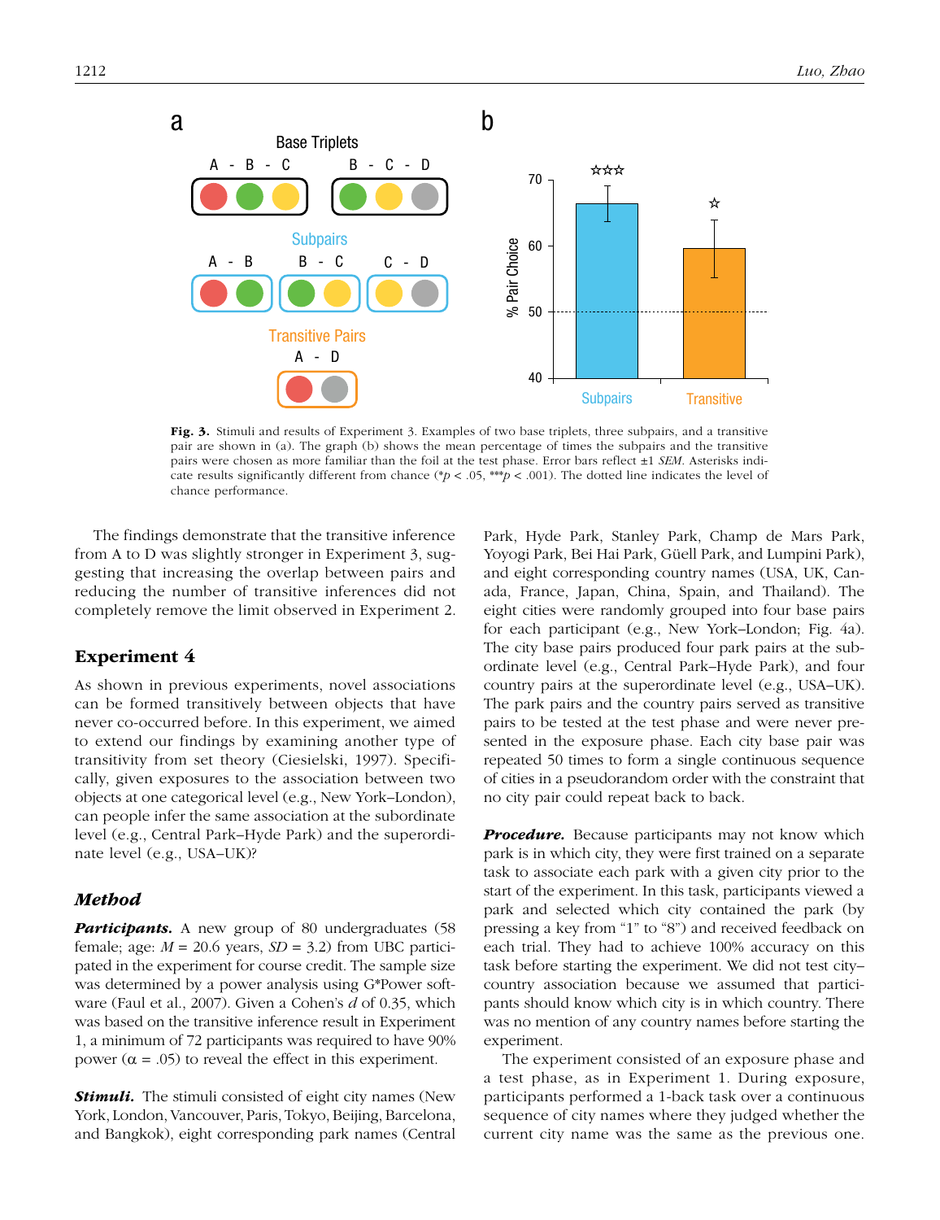**Fig. 3.** Stimuli and results of Experiment 3. Examples of two base triplets, three subpairs, and a transitive pair are shown in (a). The graph (b) shows the mean percentage of times the subpairs and the transitive pairs were chosen as more familiar than the foil at the test phase. Error bars reflect ±1 *SEM*. Asterisks indicate results significantly different from chance (* $p < .05$, *** $p < .001$). The dotted line indicates the level of chance performance.

The findings demonstrate that the transitive inference from A to D was slightly stronger in Experiment 3, suggesting that increasing the overlap between pairs and reducing the number of transitive inferences did not completely remove the limit observed in Experiment 2.

## Experiment 4

As shown in previous experiments, novel associations can be formed transitively between objects that have never co-occurred before. In this experiment, we aimed to extend our findings by examining another type of transitivity from set theory (Ciesielski, 1997). Specifically, given exposures to the association between two objects at one categorical level (e.g., New York–London), can people infer the same association at the subordinate level (e.g., Central Park–Hyde Park) and the superordinate level (e.g., USA–UK)?

### Method

***Participants.*** A new group of 80 undergraduates (58 female; age: $M$ = 20.6 years, $SD$ = 3.2) from UBC participated in the experiment for course credit. The sample size was determined by a power analysis using G*Power software (Faul et al., 2007). Given a Cohen's $d$ of 0.35, which was based on the transitive inference result in Experiment 1, a minimum of 72 participants was required to have 90% power ($\alpha$ = .05) to reveal the effect in this experiment.

***Stimuli.*** The stimuli consisted of eight city names (New York, London, Vancouver, Paris, Tokyo, Beijing, Barcelona, and Bangkok), eight corresponding park names (Central Park, Hyde Park, Stanley Park, Champ de Mars Park, Yoyogi Park, Bei Hai Park, Güell Park, and Lumpini Park), and eight corresponding country names (USA, UK, Canada, France, Japan, China, Spain, and Thailand). The eight cities were randomly grouped into four base pairs for each participant (e.g., New York–London; Fig. 4a). The city base pairs produced four park pairs at the subordinate level (e.g., Central Park–Hyde Park), and four country pairs at the superordinate level (e.g., USA–UK). The park pairs and the country pairs served as transitive pairs to be tested at the test phase and were never presented in the exposure phase. Each city base pair was repeated 50 times to form a single continuous sequence of cities in a pseudorandom order with the constraint that no city pair could repeat back to back.

***Procedure.*** Because participants may not know which park is in which city, they were first trained on a separate task to associate each park with a given city prior to the start of the experiment. In this task, participants viewed a park and selected which city contained the park (by pressing a key from "1" to "8") and received feedback on each trial. They had to achieve 100% accuracy on this task before starting the experiment. We did not test city–country association because we assumed that participants should know which city is in which country. There was no mention of any country names before starting the experiment.

The experiment consisted of an exposure phase and a test phase, as in Experiment 1. During exposure, participants performed a 1-back task over a continuous sequence of city names where they judged whether the current city name was the same as the previous one.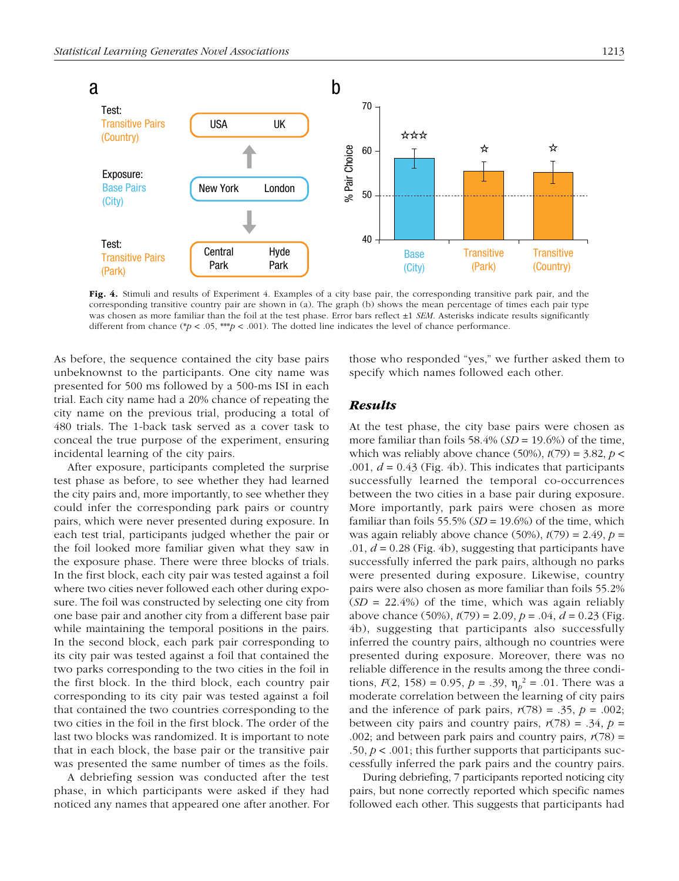**Fig. 4.** Stimuli and results of Experiment 4. Examples of a city base pair, the corresponding transitive park pair, and the corresponding transitive country pair are shown in (a). The graph (b) shows the mean percentage of times each pair type was chosen as more familiar than the foil at the test phase. Error bars reflect ±1 *SEM*. Asterisks indicate results significantly different from chance (\*$p < .05$, \*\*\*$p < .001$). The dotted line indicates the level of chance performance.

As before, the sequence contained the city base pairs unbeknownst to the participants. One city name was presented for 500 ms followed by a 500-ms ISI in each trial. Each city name had a 20% chance of repeating the city name on the previous trial, producing a total of 480 trials. The 1-back task served as a cover task to conceal the true purpose of the experiment, ensuring incidental learning of the city pairs.

After exposure, participants completed the surprise test phase as before, to see whether they had learned the city pairs and, more importantly, to see whether they could infer the corresponding park pairs or country pairs, which were never presented during exposure. In each test trial, participants judged whether the pair or the foil looked more familiar given what they saw in the exposure phase. There were three blocks of trials. In the first block, each city pair was tested against a foil where two cities never followed each other during exposure. The foil was constructed by selecting one city from one base pair and another city from a different base pair while maintaining the temporal positions in the pairs. In the second block, each park pair corresponding to its city pair was tested against a foil that contained the two parks corresponding to the two cities in the foil in the first block. In the third block, each country pair corresponding to its city pair was tested against a foil that contained the two countries corresponding to the two cities in the foil in the first block. The order of the last two blocks was randomized. It is important to note that in each block, the base pair or the transitive pair was presented the same number of times as the foils.

A debriefing session was conducted after the test phase, in which participants were asked if they had noticed any names that appeared one after another. For those who responded "yes," we further asked them to specify which names followed each other.

## *Results*

At the test phase, the city base pairs were chosen as more familiar than foils 58.4% (*SD* = 19.6%) of the time, which was reliably above chance (50%), $t(79) = 3.82$, $p < .001$, $d = 0.43$ (Fig. 4b). This indicates that participants successfully learned the temporal co-occurrences between the two cities in a base pair during exposure. More importantly, park pairs were chosen as more familiar than foils 55.5% (*SD* = 19.6%) of the time, which was again reliably above chance (50%), $t(79) = 2.49$, $p = .01$, $d = 0.28$ (Fig. 4b), suggesting that participants have successfully inferred the park pairs, although no parks were presented during exposure. Likewise, country pairs were also chosen as more familiar than foils 55.2% (*SD* = 22.4%) of the time, which was again reliably above chance (50%), $t(79) = 2.09$, $p = .04$, $d = 0.23$ (Fig. 4b), suggesting that participants also successfully inferred the country pairs, although no countries were presented during exposure. Moreover, there was no reliable difference in the results among the three conditions, $F(2, 158) = 0.95$, $p = .39$, $\eta_p^2 = .01$. There was a moderate correlation between the learning of city pairs and the inference of park pairs, $r(78) = .35$, $p = .002$; between city pairs and country pairs, $r(78) = .34$, $p = .002$; and between park pairs and country pairs, $r(78) = .50$, $p < .001$; this further supports that participants successfully inferred the park pairs and the country pairs.

During debriefing, 7 participants reported noticing city pairs, but none correctly reported which specific names followed each other. This suggests that participants had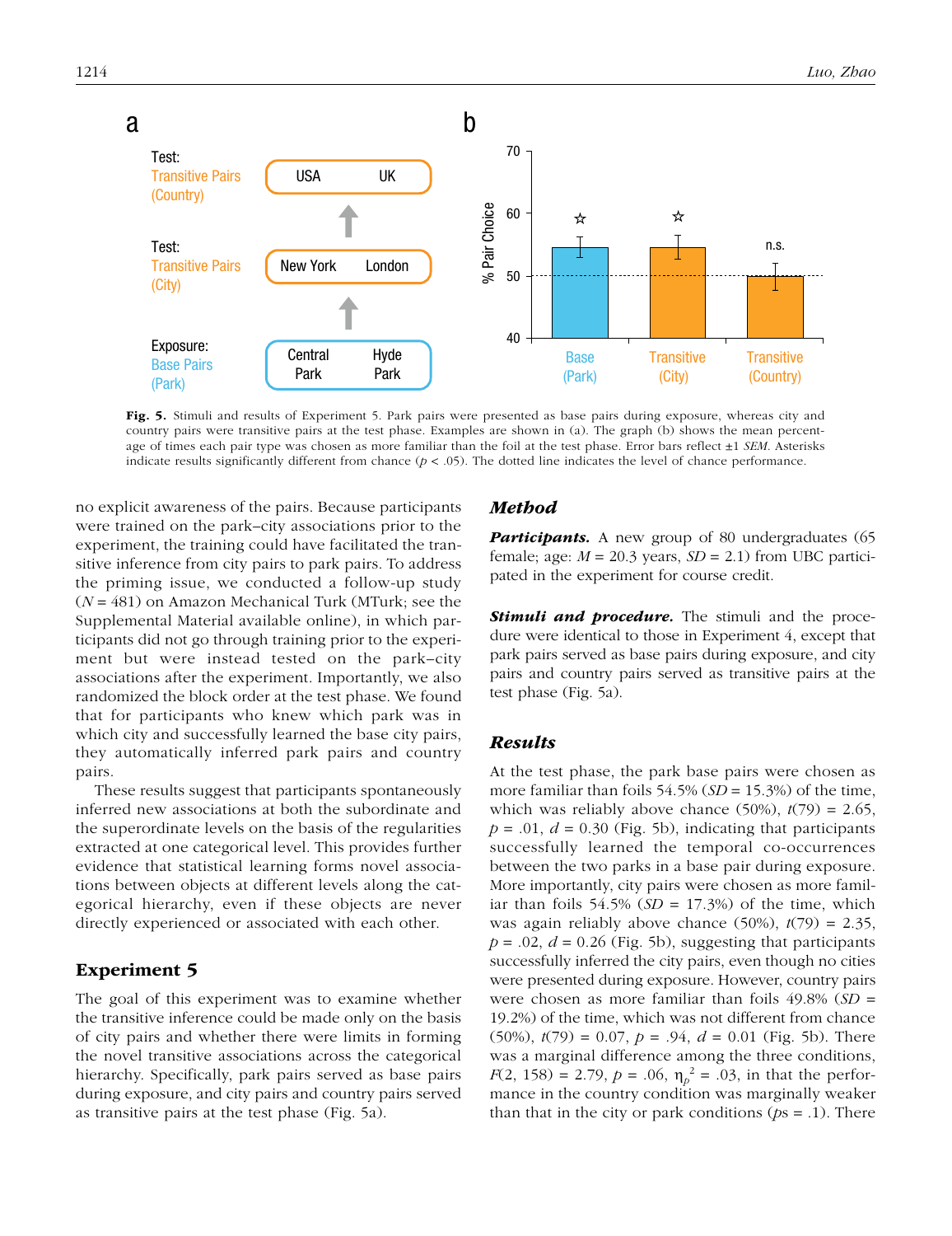Fig. 5. Stimuli and results of Experiment 5. Park pairs were presented as base pairs during exposure, whereas city and country pairs were transitive pairs at the test phase. Examples are shown in (a). The graph (b) shows the mean percentage of times each pair type was chosen as more familiar than the foil at the test phase. Error bars reflect ±1 *SEM*. Asterisks indicate results significantly different from chance ($p < .05$). The dotted line indicates the level of chance performance.

no explicit awareness of the pairs. Because participants were trained on the park–city associations prior to the experiment, the training could have facilitated the transitive inference from city pairs to park pairs. To address the priming issue, we conducted a follow-up study ($N = 481$) on Amazon Mechanical Turk (MTurk; see the Supplemental Material available online), in which participants did not go through training prior to the experiment but were instead tested on the park–city associations after the experiment. Importantly, we also randomized the block order at the test phase. We found that for participants who knew which park was in which city and successfully learned the base city pairs, they automatically inferred park pairs and country pairs.

These results suggest that participants spontaneously inferred new associations at both the subordinate and the superordinate levels on the basis of the regularities extracted at one categorical level. This provides further evidence that statistical learning forms novel associations between objects at different levels along the categorical hierarchy, even if these objects are never directly experienced or associated with each other.

## Experiment 5

The goal of this experiment was to examine whether the transitive inference could be made only on the basis of city pairs and whether there were limits in forming the novel transitive associations across the categorical hierarchy. Specifically, park pairs served as base pairs during exposure, and city pairs and country pairs served as transitive pairs at the test phase (Fig. 5a).

### Method

***Participants.*** A new group of 80 undergraduates (65 female; age: $M = 20.3$ years, $SD = 2.1$) from UBC participated in the experiment for course credit.

***Stimuli and procedure.*** The stimuli and the procedure were identical to those in Experiment 4, except that park pairs served as base pairs during exposure, and city pairs and country pairs served as transitive pairs at the test phase (Fig. 5a).

### Results

At the test phase, the park base pairs were chosen as more familiar than foils 54.5% ($SD = 15.3\%$) of the time, which was reliably above chance (50%), $t(79) = 2.65$, $p = .01$, $d = 0.30$ (Fig. 5b), indicating that participants successfully learned the temporal co-occurrences between the two parks in a base pair during exposure. More importantly, city pairs were chosen as more familiar than foils 54.5% ($SD = 17.3\%$) of the time, which was again reliably above chance (50%), $t(79) = 2.35$, $p = .02$, $d = 0.26$ (Fig. 5b), suggesting that participants successfully inferred the city pairs, even though no cities were presented during exposure. However, country pairs were chosen as more familiar than foils 49.8% ($SD = 19.2\%$) of the time, which was not different from chance (50%), $t(79) = 0.07$, $p = .94$, $d = 0.01$ (Fig. 5b). There was a marginal difference among the three conditions, $F(2, 158) = 2.79$, $p = .06$, $\eta_p^2 = .03$, in that the performance in the country condition was marginally weaker than that in the city or park conditions ($ps = .1$). There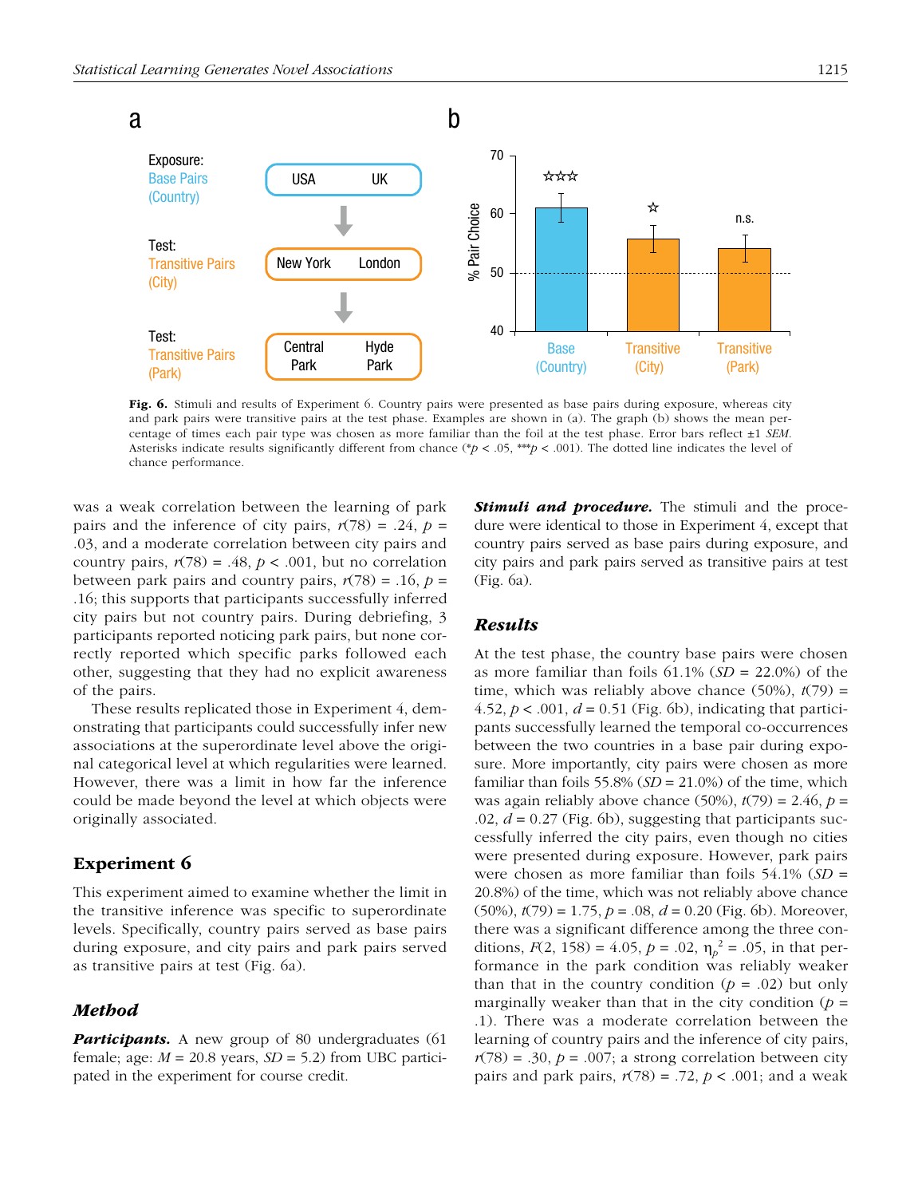**Fig. 6.** Stimuli and results of Experiment 6. Country pairs were presented as base pairs during exposure, whereas city and park pairs were transitive pairs at the test phase. Examples are shown in (a). The graph (b) shows the mean percentage of times each pair type was chosen as more familiar than the foil at the test phase. Error bars reflect ±1 *SEM*. Asterisks indicate results significantly different from chance (\*$p < .05$, \*\*\*$p < .001$). The dotted line indicates the level of chance performance.

was a weak correlation between the learning of park pairs and the inference of city pairs, $r(78) = .24$, $p = .03$, and a moderate correlation between city pairs and country pairs, $r(78) = .48$, $p < .001$, but no correlation between park pairs and country pairs, $r(78) = .16$, $p = .16$; this supports that participants successfully inferred city pairs but not country pairs. During debriefing, 3 participants reported noticing park pairs, but none correctly reported which specific parks followed each other, suggesting that they had no explicit awareness of the pairs.

These results replicated those in Experiment 4, demonstrating that participants could successfully infer new associations at the superordinate level above the original categorical level at which regularities were learned. However, there was a limit in how far the inference could be made beyond the level at which objects were originally associated.

## Experiment 6

This experiment aimed to examine whether the limit in the transitive inference was specific to superordinate levels. Specifically, country pairs served as base pairs during exposure, and city pairs and park pairs served as transitive pairs at test (Fig. 6a).

### *Method*

***Participants.*** A new group of 80 undergraduates (61 female; age: $M = 20.8$ years, $SD = 5.2$) from UBC participated in the experiment for course credit.

***Stimuli and procedure.*** The stimuli and the procedure were identical to those in Experiment 4, except that country pairs served as base pairs during exposure, and city pairs and park pairs served as transitive pairs at test (Fig. 6a).

### *Results*

At the test phase, the country base pairs were chosen as more familiar than foils 61.1% ($SD = 22.0\%$) of the time, which was reliably above chance (50%), $t(79) = 4.52$, $p < .001$, $d = 0.51$ (Fig. 6b), indicating that participants successfully learned the temporal co-occurrences between the two countries in a base pair during exposure. More importantly, city pairs were chosen as more familiar than foils 55.8% ($SD = 21.0\%$) of the time, which was again reliably above chance (50%), $t(79) = 2.46$, $p = .02$, $d = 0.27$ (Fig. 6b), suggesting that participants successfully inferred the city pairs, even though no cities were presented during exposure. However, park pairs were chosen as more familiar than foils 54.1% ($SD = 20.8\%$) of the time, which was not reliably above chance (50%), $t(79) = 1.75$, $p = .08$, $d = 0.20$ (Fig. 6b). Moreover, there was a significant difference among the three conditions, $F(2, 158) = 4.05$, $p = .02$, $\eta_p^2 = .05$, in that performance in the park condition was reliably weaker than that in the country condition ($p = .02$) but only marginally weaker than that in the city condition ($p = .1$). There was a moderate correlation between the learning of country pairs and the inference of city pairs, $r(78) = .30$, $p = .007$; a strong correlation between city pairs and park pairs, $r(78) = .72$, $p < .001$; and a weak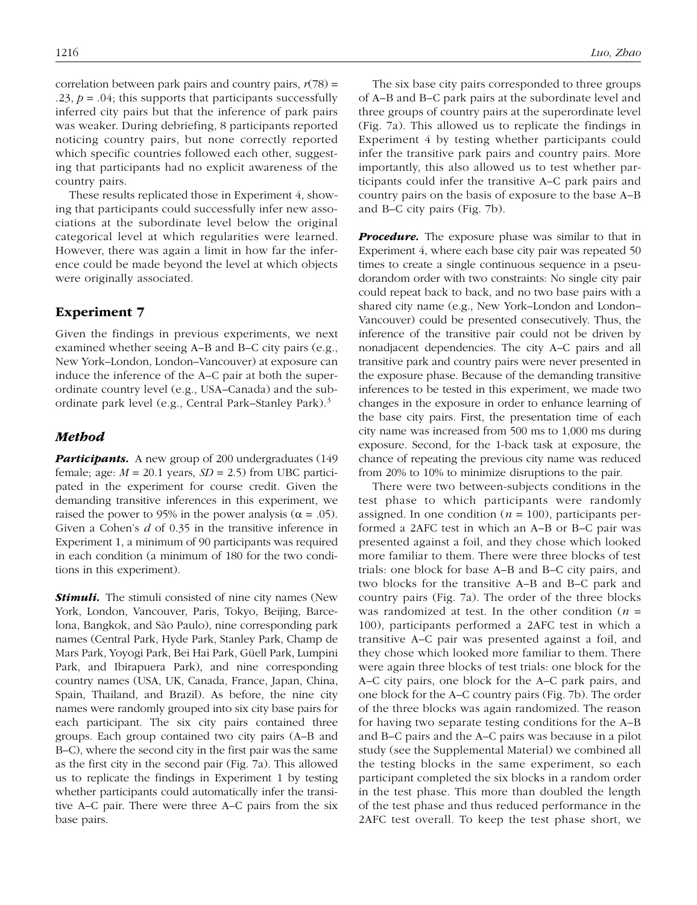correlation between park pairs and country pairs, $r(78) = .23$, $p = .04$; this supports that participants successfully inferred city pairs but that the inference of park pairs was weaker. During debriefing, 8 participants reported noticing country pairs, but none correctly reported which specific countries followed each other, suggesting that participants had no explicit awareness of the country pairs.

These results replicated those in Experiment 4, showing that participants could successfully infer new associations at the subordinate level below the original categorical level at which regularities were learned. However, there was again a limit in how far the inference could be made beyond the level at which objects were originally associated.

## Experiment 7

Given the findings in previous experiments, we next examined whether seeing A–B and B–C city pairs (e.g., New York–London, London–Vancouver) at exposure can induce the inference of the A–C pair at both the superordinate country level (e.g., USA–Canada) and the subordinate park level (e.g., Central Park–Stanley Park).[3]

### Method

***Participants.*** A new group of 200 undergraduates (149 female; age: $M = 20.1$ years, $SD = 2.5$) from UBC participated in the experiment for course credit. Given the demanding transitive inferences in this experiment, we raised the power to 95% in the power analysis ($\alpha = .05$). Given a Cohen's $d$ of 0.35 in the transitive inference in Experiment 1, a minimum of 90 participants was required in each condition (a minimum of 180 for the two conditions in this experiment).

***Stimuli.*** The stimuli consisted of nine city names (New York, London, Vancouver, Paris, Tokyo, Beijing, Barcelona, Bangkok, and São Paulo), nine corresponding park names (Central Park, Hyde Park, Stanley Park, Champ de Mars Park, Yoyogi Park, Bei Hai Park, Güell Park, Lumpini Park, and Ibirapuera Park), and nine corresponding country names (USA, UK, Canada, France, Japan, China, Spain, Thailand, and Brazil). As before, the nine city names were randomly grouped into six city base pairs for each participant. The six city pairs contained three groups. Each group contained two city pairs (A–B and B–C), where the second city in the first pair was the same as the first city in the second pair (Fig. 7a). This allowed us to replicate the findings in Experiment 1 by testing whether participants could automatically infer the transitive A–C pair. There were three A–C pairs from the six base pairs.

The six base city pairs corresponded to three groups of A–B and B–C park pairs at the subordinate level and three groups of country pairs at the superordinate level (Fig. 7a). This allowed us to replicate the findings in Experiment 4 by testing whether participants could infer the transitive park pairs and country pairs. More importantly, this also allowed us to test whether participants could infer the transitive A–C park pairs and country pairs on the basis of exposure to the base A–B and B–C city pairs (Fig. 7b).

***Procedure.*** The exposure phase was similar to that in Experiment 4, where each base city pair was repeated 50 times to create a single continuous sequence in a pseudorandom order with two constraints: No single city pair could repeat back to back, and no two base pairs with a shared city name (e.g., New York–London and London–Vancouver) could be presented consecutively. Thus, the inference of the transitive pair could not be driven by nonadjacent dependencies. The city A–C pairs and all transitive park and country pairs were never presented in the exposure phase. Because of the demanding transitive inferences to be tested in this experiment, we made two changes in the exposure in order to enhance learning of the base city pairs. First, the presentation time of each city name was increased from 500 ms to 1,000 ms during exposure. Second, for the 1-back task at exposure, the chance of repeating the previous city name was reduced from 20% to 10% to minimize disruptions to the pair.

There were two between-subjects conditions in the test phase to which participants were randomly assigned. In one condition ($n = 100$), participants performed a 2AFC test in which an A–B or B–C pair was presented against a foil, and they chose which looked more familiar to them. There were three blocks of test trials: one block for base A–B and B–C city pairs, and two blocks for the transitive A–B and B–C park and country pairs (Fig. 7a). The order of the three blocks was randomized at test. In the other condition ($n = 100$), participants performed a 2AFC test in which a transitive A–C pair was presented against a foil, and they chose which looked more familiar to them. There were again three blocks of test trials: one block for the A–C city pairs, one block for the A–C park pairs, and one block for the A–C country pairs (Fig. 7b). The order of the three blocks was again randomized. The reason for having two separate testing conditions for the A–B and B–C pairs and the A–C pairs was because in a pilot study (see the Supplemental Material) we combined all the testing blocks in the same experiment, so each participant completed the six blocks in a random order in the test phase. This more than doubled the length of the test phase and thus reduced performance in the 2AFC test overall. To keep the test phase short, we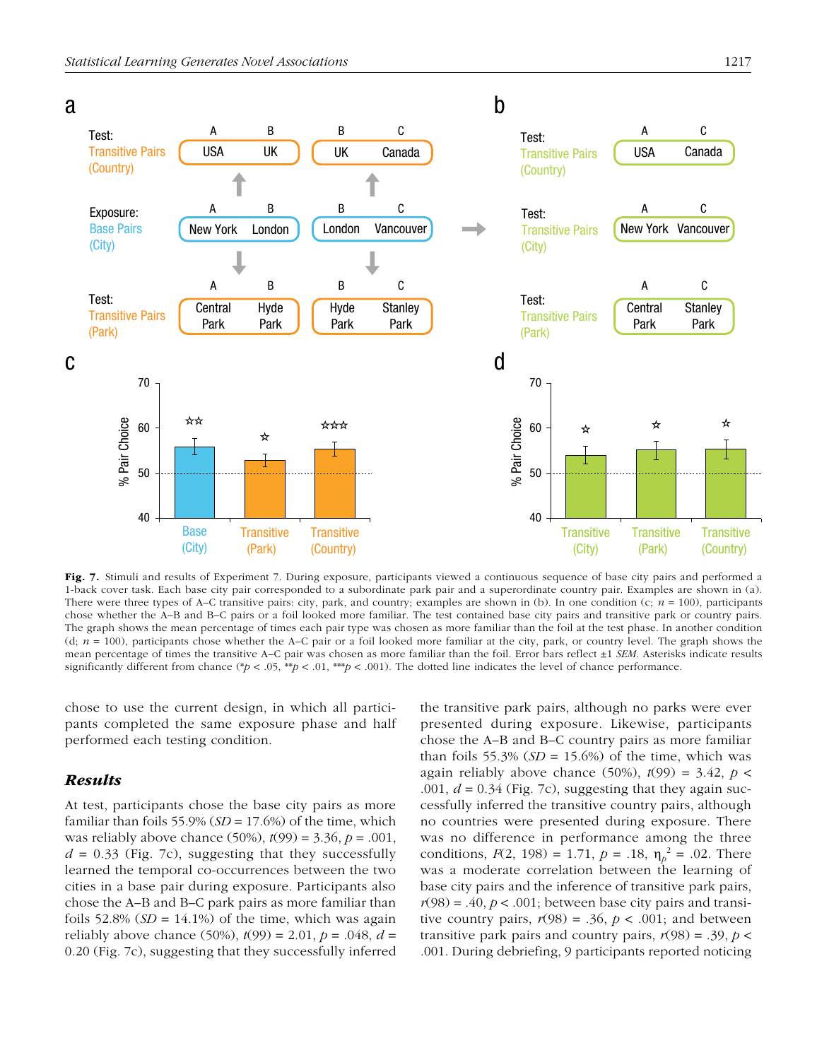**Fig. 7.** Stimuli and results of Experiment 7. During exposure, participants viewed a continuous sequence of base city pairs and performed a 1-back cover task. Each base city pair corresponded to a subordinate park pair and a superordinate country pair. Examples are shown in (a). There were three types of A–C transitive pairs: city, park, and country; examples are shown in (b). In one condition (c; $n$ = 100), participants chose whether the A–B and B–C pairs or a foil looked more familiar. The test contained base city pairs and transitive park or country pairs. The graph shows the mean percentage of times each pair type was chosen as more familiar than the foil at the test phase. In another condition (d; $n$ = 100), participants chose whether the A–C pair or a foil looked more familiar at the city, park, or country level. The graph shows the mean percentage of times the transitive A–C pair was chosen as more familiar than the foil. Error bars reflect ±1 *SEM*. Asterisks indicate results significantly different from chance (\*$p$ < .05, \*\*$p$ < .01, \*\*\*$p$ < .001). The dotted line indicates the level of chance performance.

chose to use the current design, in which all participants completed the same exposure phase and half performed each testing condition.

## Results

At test, participants chose the base city pairs as more familiar than foils 55.9% (*SD* = 17.6%) of the time, which was reliably above chance (50%), $t(99) = 3.36$, $p = .001$, $d = 0.33$ (Fig. 7c), suggesting that they successfully learned the temporal co-occurrences between the two cities in a base pair during exposure. Participants also chose the A–B and B–C park pairs as more familiar than foils 52.8% (*SD* = 14.1%) of the time, which was again reliably above chance (50%), $t(99) = 2.01$, $p = .048$, $d = 0.20$ (Fig. 7c), suggesting that they successfully inferred the transitive park pairs, although no parks were ever presented during exposure. Likewise, participants chose the A–B and B–C country pairs as more familiar than foils 55.3% (*SD* = 15.6%) of the time, which was again reliably above chance (50%), $t(99) = 3.42$, $p < .001$, $d = 0.34$ (Fig. 7c), suggesting that they again successfully inferred the transitive country pairs, although no countries were presented during exposure. There was no difference in performance among the three conditions, $F(2, 198) = 1.71$, $p = .18$, $\eta_p^2 = .02$. There was a moderate correlation between the learning of base city pairs and the inference of transitive park pairs, $r(98) = .40$, $p < .001$; between base city pairs and transitive country pairs, $r(98) = .36$, $p < .001$; and between transitive park pairs and country pairs, $r(98) = .39$, $p < .001$. During debriefing, 9 participants reported noticing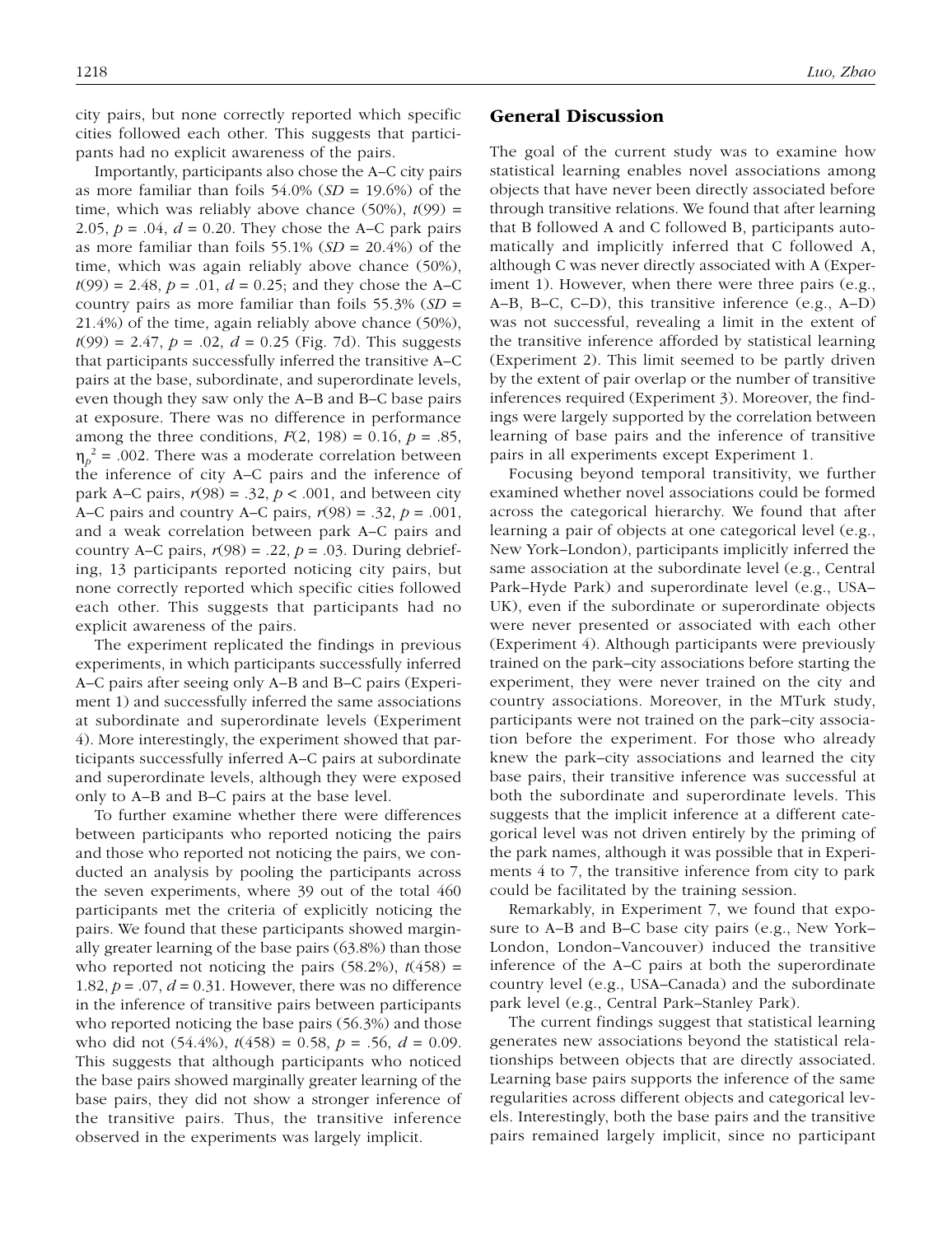city pairs, but none correctly reported which specific cities followed each other. This suggests that participants had no explicit awareness of the pairs.

Importantly, participants also chose the A–C city pairs as more familiar than foils 54.0% (*SD* = 19.6%) of the time, which was reliably above chance (50%), $t(99) = 2.05$, $p = .04$, $d = 0.20$. They chose the A–C park pairs as more familiar than foils 55.1% (*SD* = 20.4%) of the time, which was again reliably above chance (50%), $t(99) = 2.48$, $p = .01$, $d = 0.25$; and they chose the A–C country pairs as more familiar than foils 55.3% (*SD* = 21.4%) of the time, again reliably above chance (50%), $t(99) = 2.47$, $p = .02$, $d = 0.25$ (Fig. 7d). This suggests that participants successfully inferred the transitive A–C pairs at the base, subordinate, and superordinate levels, even though they saw only the A–B and B–C base pairs at exposure. There was no difference in performance among the three conditions, $F(2, 198) = 0.16$, $p = .85$, $\eta_p^2 = .002$. There was a moderate correlation between the inference of city A–C pairs and the inference of park A–C pairs, $r(98) = .32$, $p < .001$, and between city A–C pairs and country A–C pairs, $r(98) = .32$, $p = .001$, and a weak correlation between park A–C pairs and country A–C pairs, $r(98) = .22$, $p = .03$. During debriefing, 13 participants reported noticing city pairs, but none correctly reported which specific cities followed each other. This suggests that participants had no explicit awareness of the pairs.

The experiment replicated the findings in previous experiments, in which participants successfully inferred A–C pairs after seeing only A–B and B–C pairs (Experiment 1) and successfully inferred the same associations at subordinate and superordinate levels (Experiment 4). More interestingly, the experiment showed that participants successfully inferred A–C pairs at subordinate and superordinate levels, although they were exposed only to A–B and B–C pairs at the base level.

To further examine whether there were differences between participants who reported noticing the pairs and those who reported not noticing the pairs, we conducted an analysis by pooling the participants across the seven experiments, where 39 out of the total 460 participants met the criteria of explicitly noticing the pairs. We found that these participants showed marginally greater learning of the base pairs (63.8%) than those who reported not noticing the pairs (58.2%), $t(458) = 1.82$, $p = .07$, $d = 0.31$. However, there was no difference in the inference of transitive pairs between participants who reported noticing the base pairs (56.3%) and those who did not (54.4%), $t(458) = 0.58$, $p = .56$, $d = 0.09$. This suggests that although participants who noticed the base pairs showed marginally greater learning of the base pairs, they did not show a stronger inference of the transitive pairs. Thus, the transitive inference observed in the experiments was largely implicit.

## General Discussion

The goal of the current study was to examine how statistical learning enables novel associations among objects that have never been directly associated before through transitive relations. We found that after learning that B followed A and C followed B, participants automatically and implicitly inferred that C followed A, although C was never directly associated with A (Experiment 1). However, when there were three pairs (e.g., A–B, B–C, C–D), this transitive inference (e.g., A–D) was not successful, revealing a limit in the extent of the transitive inference afforded by statistical learning (Experiment 2). This limit seemed to be partly driven by the extent of pair overlap or the number of transitive inferences required (Experiment 3). Moreover, the findings were largely supported by the correlation between learning of base pairs and the inference of transitive pairs in all experiments except Experiment 1.

Focusing beyond temporal transitivity, we further examined whether novel associations could be formed across the categorical hierarchy. We found that after learning a pair of objects at one categorical level (e.g., New York–London), participants implicitly inferred the same association at the subordinate level (e.g., Central Park–Hyde Park) and superordinate level (e.g., USA–UK), even if the subordinate or superordinate objects were never presented or associated with each other (Experiment 4). Although participants were previously trained on the park–city associations before starting the experiment, they were never trained on the city and country associations. Moreover, in the MTurk study, participants were not trained on the park–city association before the experiment. For those who already knew the park–city associations and learned the city base pairs, their transitive inference was successful at both the subordinate and superordinate levels. This suggests that the implicit inference at a different categorical level was not driven entirely by the priming of the park names, although it was possible that in Experiments 4 to 7, the transitive inference from city to park could be facilitated by the training session.

Remarkably, in Experiment 7, we found that exposure to A–B and B–C base city pairs (e.g., New York–London, London–Vancouver) induced the transitive inference of the A–C pairs at both the superordinate country level (e.g., USA–Canada) and the subordinate park level (e.g., Central Park–Stanley Park).

The current findings suggest that statistical learning generates new associations beyond the statistical relationships between objects that are directly associated. Learning base pairs supports the inference of the same regularities across different objects and categorical levels. Interestingly, both the base pairs and the transitive pairs remained largely implicit, since no participant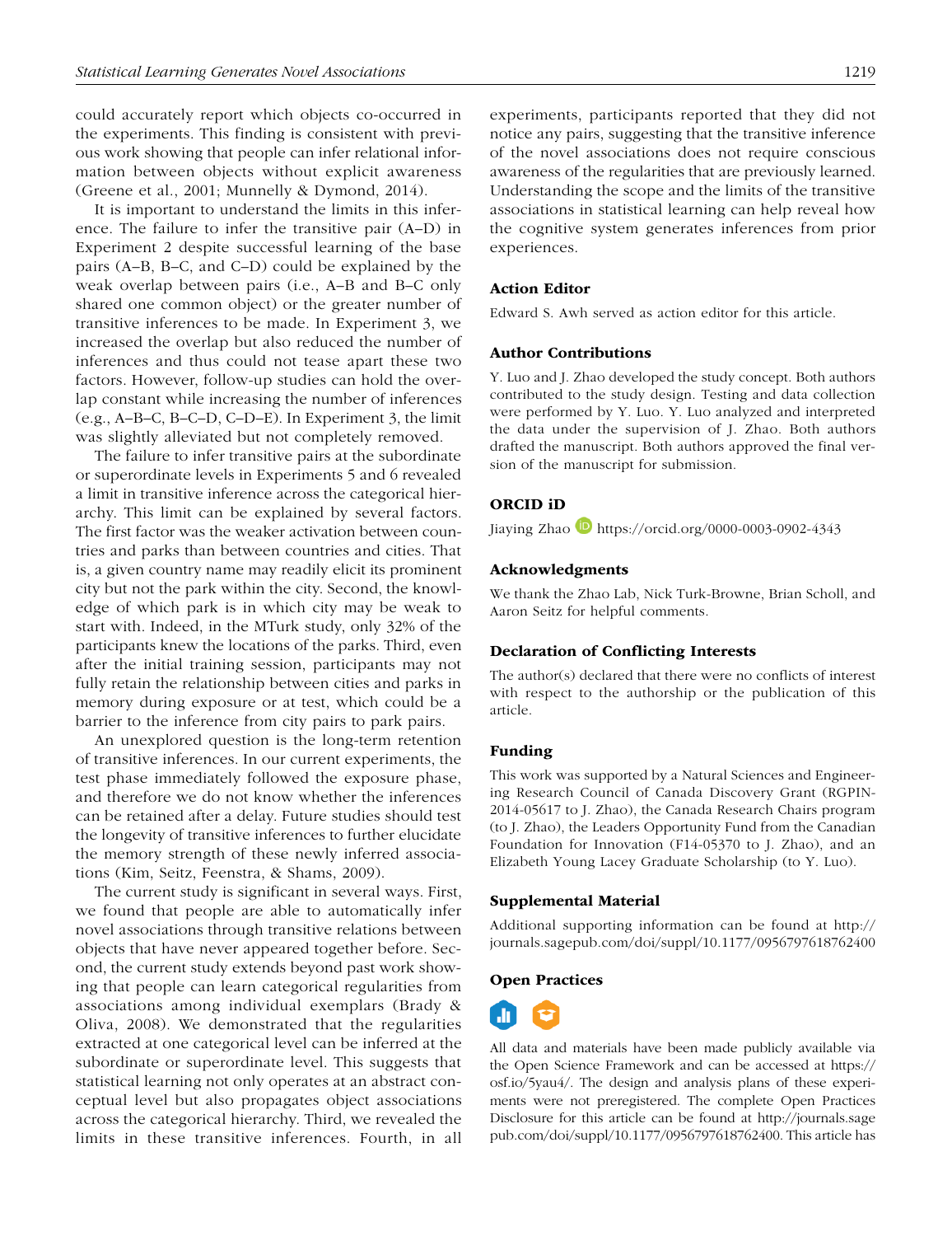could accurately report which objects co-occurred in the experiments. This finding is consistent with previous work showing that people can infer relational information between objects without explicit awareness (Greene et al., 2001; Munnelly & Dymond, 2014).

It is important to understand the limits in this inference. The failure to infer the transitive pair (A–D) in Experiment 2 despite successful learning of the base pairs (A–B, B–C, and C–D) could be explained by the weak overlap between pairs (i.e., A–B and B–C only shared one common object) or the greater number of transitive inferences to be made. In Experiment 3, we increased the overlap but also reduced the number of inferences and thus could not tease apart these two factors. However, follow-up studies can hold the overlap constant while increasing the number of inferences (e.g., A–B–C, B–C–D, C–D–E). In Experiment 3, the limit was slightly alleviated but not completely removed.

The failure to infer transitive pairs at the subordinate or superordinate levels in Experiments 5 and 6 revealed a limit in transitive inference across the categorical hierarchy. This limit can be explained by several factors. The first factor was the weaker activation between countries and parks than between countries and cities. That is, a given country name may readily elicit its prominent city but not the park within the city. Second, the knowledge of which park is in which city may be weak to start with. Indeed, in the MTurk study, only 32% of the participants knew the locations of the parks. Third, even after the initial training session, participants may not fully retain the relationship between cities and parks in memory during exposure or at test, which could be a barrier to the inference from city pairs to park pairs.

An unexplored question is the long-term retention of transitive inferences. In our current experiments, the test phase immediately followed the exposure phase, and therefore we do not know whether the inferences can be retained after a delay. Future studies should test the longevity of transitive inferences to further elucidate the memory strength of these newly inferred associations (Kim, Seitz, Feenstra, & Shams, 2009).

The current study is significant in several ways. First, we found that people are able to automatically infer novel associations through transitive relations between objects that have never appeared together before. Second, the current study extends beyond past work showing that people can learn categorical regularities from associations among individual exemplars (Brady & Oliva, 2008). We demonstrated that the regularities extracted at one categorical level can be inferred at the subordinate or superordinate level. This suggests that statistical learning not only operates at an abstract conceptual level but also propagates object associations across the categorical hierarchy. Third, we revealed the limits in these transitive inferences. Fourth, in all experiments, participants reported that they did not notice any pairs, suggesting that the transitive inference of the novel associations does not require conscious awareness of the regularities that are previously learned. Understanding the scope and the limits of the transitive associations in statistical learning can help reveal how the cognitive system generates inferences from prior experiences.

### Action Editor

Edward S. Awh served as action editor for this article.

### Author Contributions

Y. Luo and J. Zhao developed the study concept. Both authors contributed to the study design. Testing and data collection were performed by Y. Luo. Y. Luo analyzed and interpreted the data under the supervision of J. Zhao. Both authors drafted the manuscript. Both authors approved the final version of the manuscript for submission.

### ORCID iD

Jiaying Zhao https://orcid.org/0000-0003-0902-4343

### Acknowledgments

We thank the Zhao Lab, Nick Turk-Browne, Brian Scholl, and Aaron Seitz for helpful comments.

### Declaration of Conflicting Interests

The author(s) declared that there were no conflicts of interest with respect to the authorship or the publication of this article.

### Funding

This work was supported by a Natural Sciences and Engineering Research Council of Canada Discovery Grant (RGPIN-2014-05617 to J. Zhao), the Canada Research Chairs program (to J. Zhao), the Leaders Opportunity Fund from the Canadian Foundation for Innovation (F14-05370 to J. Zhao), and an Elizabeth Young Lacey Graduate Scholarship (to Y. Luo).

### Supplemental Material

Additional supporting information can be found at http://journals.sagepub.com/doi/suppl/10.1177/0956797618762400

### Open Practices

All data and materials have been made publicly available via the Open Science Framework and can be accessed at https://osf.io/5yau4/. The design and analysis plans of these experiments were not preregistered. The complete Open Practices Disclosure for this article can be found at http://journals.sagepub.com/doi/suppl/10.1177/0956797618762400. This article has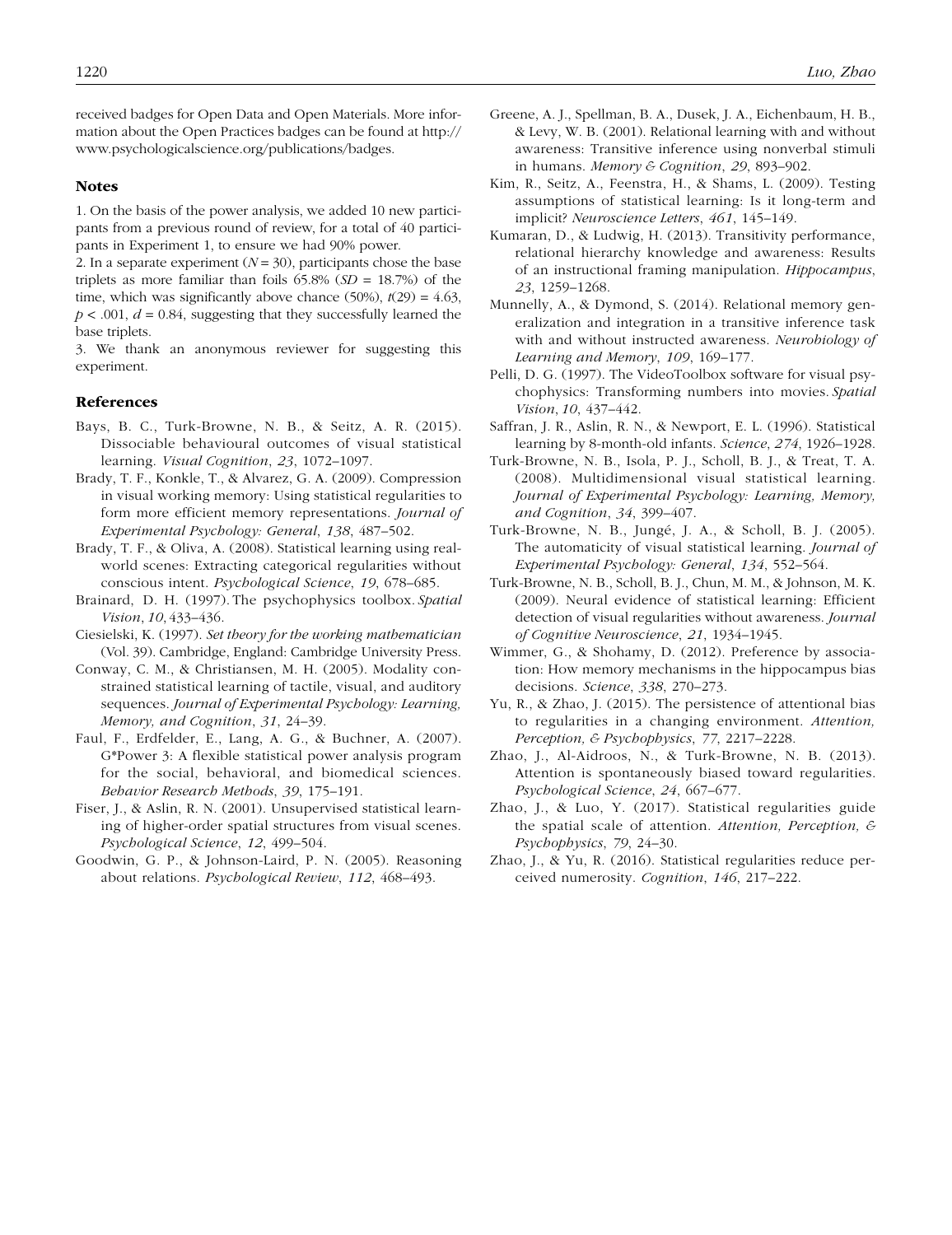received badges for Open Data and Open Materials. More information about the Open Practices badges can be found at http://www.psychologicalscience.org/publications/badges.

## Notes

1. On the basis of the power analysis, we added 10 new participants from a previous round of review, for a total of 40 participants in Experiment 1, to ensure we had 90% power.

2. In a separate experiment ($N = 30$), participants chose the base triplets as more familiar than foils 65.8% ($SD = 18.7\%$) of the time, which was significantly above chance (50%), $t(29) = 4.63$, $p < .001$, $d = 0.84$, suggesting that they successfully learned the base triplets.

3. We thank an anonymous reviewer for suggesting this experiment.

## References

Bays, B. C., Turk-Browne, N. B., & Seitz, A. R. (2015). Dissociable behavioural outcomes of visual statistical learning. *Visual Cognition*, *23*, 1072–1097.

Brady, T. F., Konkle, T., & Alvarez, G. A. (2009). Compression in visual working memory: Using statistical regularities to form more efficient memory representations. *Journal of Experimental Psychology: General*, *138*, 487–502.

Brady, T. F., & Oliva, A. (2008). Statistical learning using real-world scenes: Extracting categorical regularities without conscious intent. *Psychological Science*, *19*, 678–685.

Brainard, D. H. (1997). The psychophysics toolbox. *Spatial Vision*, *10*, 433–436.

Ciesielski, K. (1997). *Set theory for the working mathematician* (Vol. 39). Cambridge, England: Cambridge University Press.

Conway, C. M., & Christiansen, M. H. (2005). Modality constrained statistical learning of tactile, visual, and auditory sequences. *Journal of Experimental Psychology: Learning, Memory, and Cognition*, *31*, 24–39.

Faul, F., Erdfelder, E., Lang, A. G., & Buchner, A. (2007). G*Power 3: A flexible statistical power analysis program for the social, behavioral, and biomedical sciences. *Behavior Research Methods*, *39*, 175–191.

Fiser, J., & Aslin, R. N. (2001). Unsupervised statistical learning of higher-order spatial structures from visual scenes. *Psychological Science*, *12*, 499–504.

Goodwin, G. P., & Johnson-Laird, P. N. (2005). Reasoning about relations. *Psychological Review*, *112*, 468–493.

Greene, A. J., Spellman, B. A., Dusek, J. A., Eichenbaum, H. B., & Levy, W. B. (2001). Relational learning with and without awareness: Transitive inference using nonverbal stimuli in humans. *Memory & Cognition*, *29*, 893–902.

Kim, R., Seitz, A., Feenstra, H., & Shams, L. (2009). Testing assumptions of statistical learning: Is it long-term and implicit? *Neuroscience Letters*, *461*, 145–149.

Kumaran, D., & Ludwig, H. (2013). Transitivity performance, relational hierarchy knowledge and awareness: Results of an instructional framing manipulation. *Hippocampus*, *23*, 1259–1268.

Munnelly, A., & Dymond, S. (2014). Relational memory generalization and integration in a transitive inference task with and without instructed awareness. *Neurobiology of Learning and Memory*, *109*, 169–177.

Pelli, D. G. (1997). The VideoToolbox software for visual psychophysics: Transforming numbers into movies. *Spatial Vision*, *10*, 437–442.

Saffran, J. R., Aslin, R. N., & Newport, E. L. (1996). Statistical learning by 8-month-old infants. *Science*, *274*, 1926–1928.

Turk-Browne, N. B., Isola, P. J., Scholl, B. J., & Treat, T. A. (2008). Multidimensional visual statistical learning. *Journal of Experimental Psychology: Learning, Memory, and Cognition*, *34*, 399–407.

Turk-Browne, N. B., Jungé, J. A., & Scholl, B. J. (2005). The automaticity of visual statistical learning. *Journal of Experimental Psychology: General*, *134*, 552–564.

Turk-Browne, N. B., Scholl, B. J., Chun, M. M., & Johnson, M. K. (2009). Neural evidence of statistical learning: Efficient detection of visual regularities without awareness. *Journal of Cognitive Neuroscience*, *21*, 1934–1945.

Wimmer, G., & Shohamy, D. (2012). Preference by association: How memory mechanisms in the hippocampus bias decisions. *Science*, *338*, 270–273.

Yu, R., & Zhao, J. (2015). The persistence of attentional bias to regularities in a changing environment. *Attention, Perception, & Psychophysics*, *77*, 2217–2228.

Zhao, J., Al-Aidroos, N., & Turk-Browne, N. B. (2013). Attention is spontaneously biased toward regularities. *Psychological Science*, *24*, 667–677.

Zhao, J., & Luo, Y. (2017). Statistical regularities guide the spatial scale of attention. *Attention, Perception, & Psychophysics*, *79*, 24–30.

Zhao, J., & Yu, R. (2016). Statistical regularities reduce perceived numerosity. *Cognition*, *146*, 217–222.